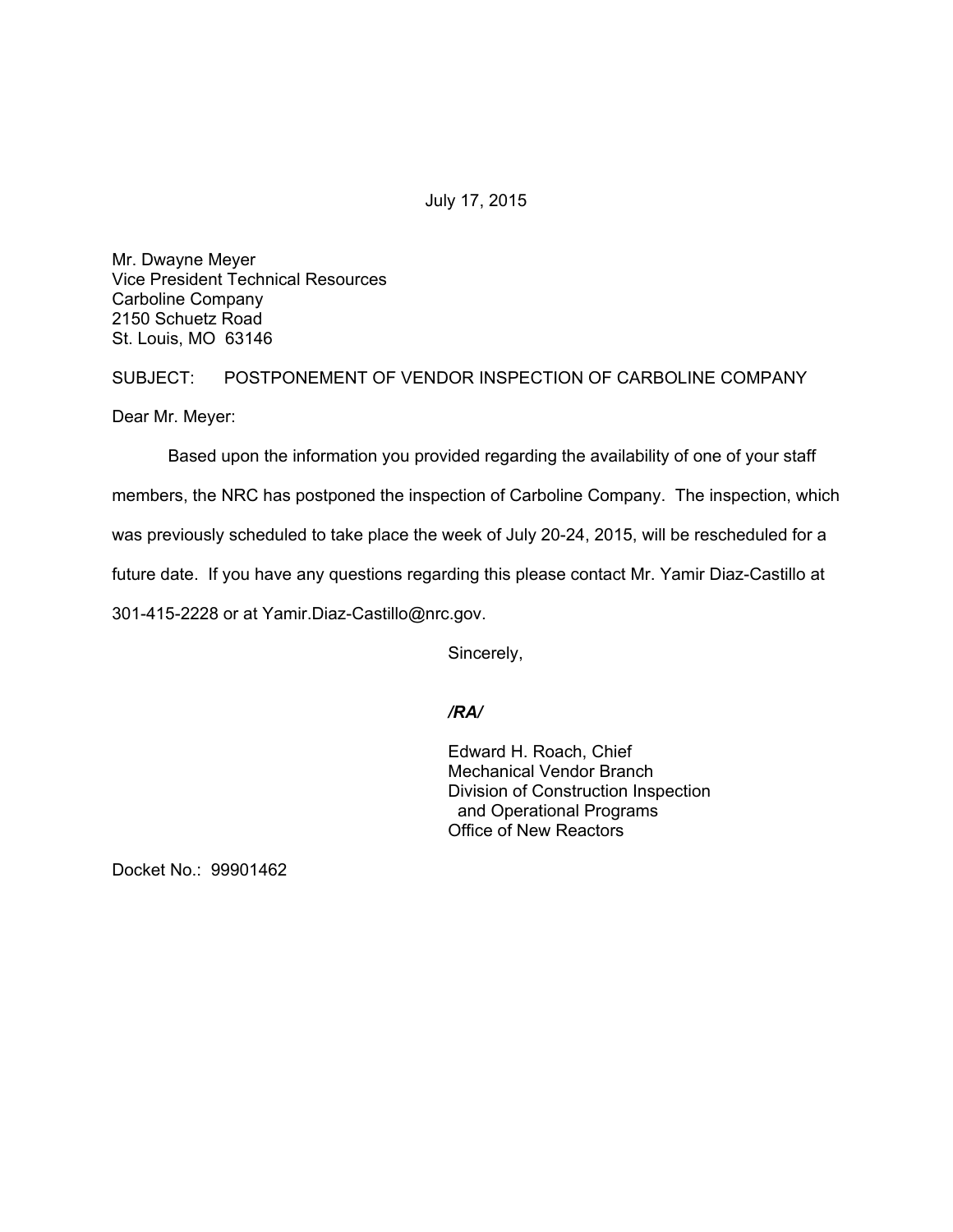July 17, 2015

Mr. Dwayne Meyer
Vice President Technical Resources
Carboline Company
2150 Schuetz Road
St. Louis, MO 63146

SUBJECT: POSTPONEMENT OF VENDOR INSPECTION OF CARBOLINE COMPANY

Dear Mr. Meyer:

Based upon the information you provided regarding the availability of one of your staff members, the NRC has postponed the inspection of Carboline Company. The inspection, which was previously scheduled to take place the week of July 20-24, 2015, will be rescheduled for a future date. If you have any questions regarding this please contact Mr. Yamir Diaz-Castillo at 301-415-2228 or at Yamir.Diaz-Castillo@nrc.gov.

Sincerely,

*/RA/*

Edward H. Roach, Chief
Mechanical Vendor Branch
Division of Construction Inspection
and Operational Programs
Office of New Reactors

Docket No.: 99901462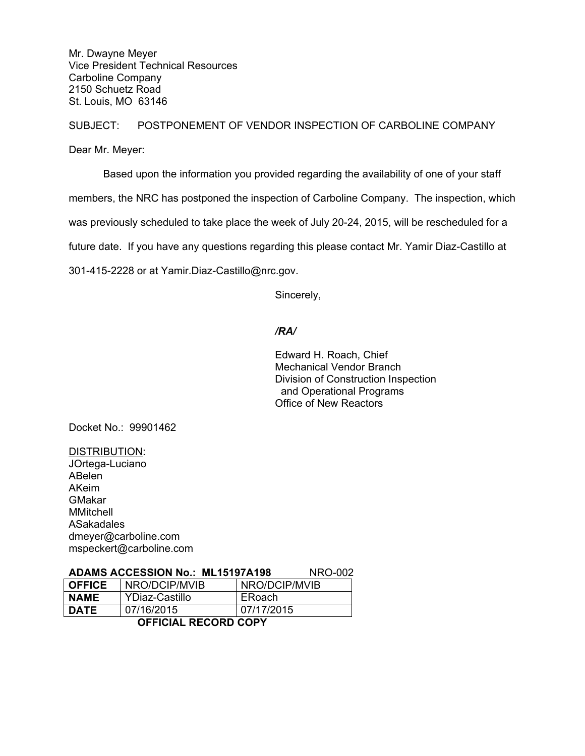Mr. Dwayne Meyer
Vice President Technical Resources
Carboline Company
2150 Schuetz Road
St. Louis, MO 63146

SUBJECT: POSTPONEMENT OF VENDOR INSPECTION OF CARBOLINE COMPANY

Dear Mr. Meyer:

Based upon the information you provided regarding the availability of one of your staff members, the NRC has postponed the inspection of Carboline Company. The inspection, which was previously scheduled to take place the week of July 20-24, 2015, will be rescheduled for a future date. If you have any questions regarding this please contact Mr. Yamir Diaz-Castillo at 301-415-2228 or at Yamir.Diaz-Castillo@nrc.gov.

Sincerely,

*/RA/*

Edward H. Roach, Chief
Mechanical Vendor Branch
Division of Construction Inspection
and Operational Programs
Office of New Reactors

Docket No.: 99901462

DISTRIBUTION:
JOrtega-Luciano
ABelen
AKeim
GMakar
MMitchell
ASakadales
dmeyer@carboline.com
mspeckert@carboline.com

**ADAMS ACCESSION No.: ML15197A198** NRO-002

| | | |
|---|---|---|
| **OFFICE** | NRO/DCIP/MVIB | NRO/DCIP/MVIB |
| **NAME** | YDiaz-Castillo | ERoach |
| **DATE** | 07/16/2015 | 07/17/2015 |

**OFFICIAL RECORD COPY**